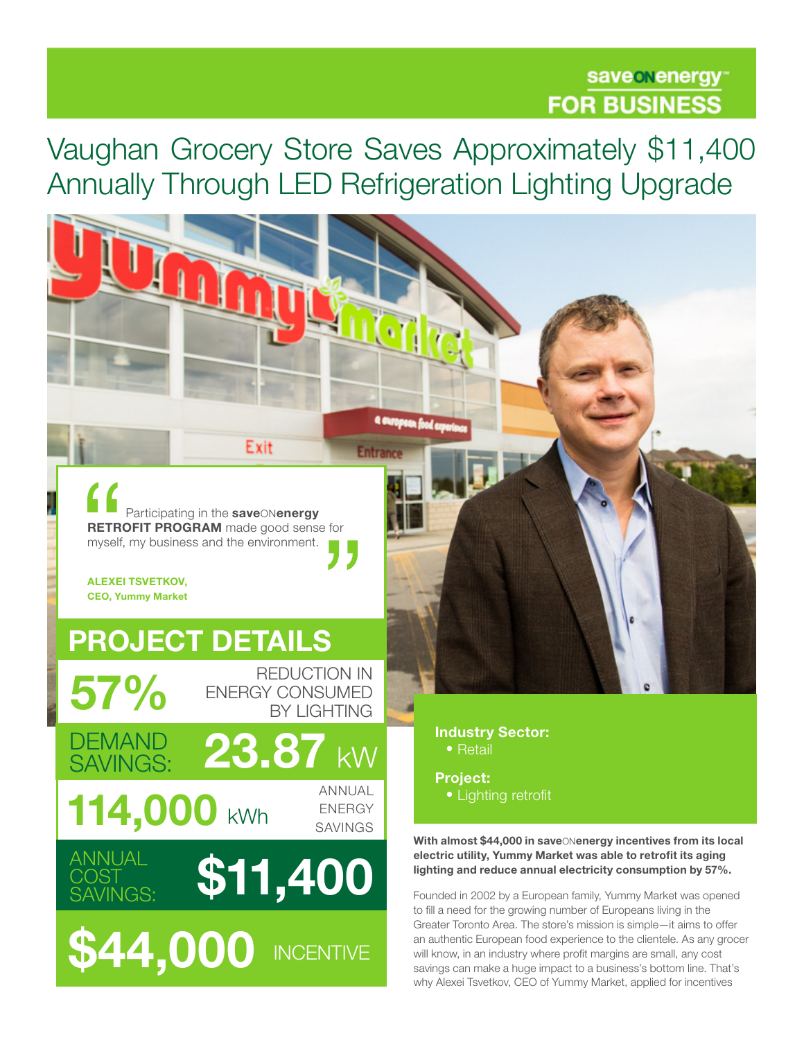**saveONenergy™**
**FOR BUSINESS**

# Vaughan Grocery Store Saves Approximately $11,400 Annually Through LED Refrigeration Lighting Upgrade

> "Participating in the **saveONenergy RETROFIT PROGRAM** made good sense for myself, my business and the environment."
>
> **ALEXEI TSVETKOV, CEO, Yummy Market**

## PROJECT DETAILS

- **57%** REDUCTION IN ENERGY CONSUMED BY LIGHTING
- DEMAND SAVINGS: **23.87 kW**
- **114,000 kWh** ANNUAL ENERGY SAVINGS
- ANNUAL COST SAVINGS: **$11,400**
- **$44,000** INCENTIVE

**Industry Sector:**
- Retail

**Project:**
- Lighting retrofit

**With almost $44,000 in saveONenergy incentives from its local electric utility, Yummy Market was able to retrofit its aging lighting and reduce annual electricity consumption by 57%.**

Founded in 2002 by a European family, Yummy Market was opened to fill a need for the growing number of Europeans living in the Greater Toronto Area. The store's mission is simple—it aims to offer an authentic European food experience to the clientele. As any grocer will know, in an industry where profit margins are small, any cost savings can make a huge impact to a business's bottom line. That's why Alexei Tsvetkov, CEO of Yummy Market, applied for incentives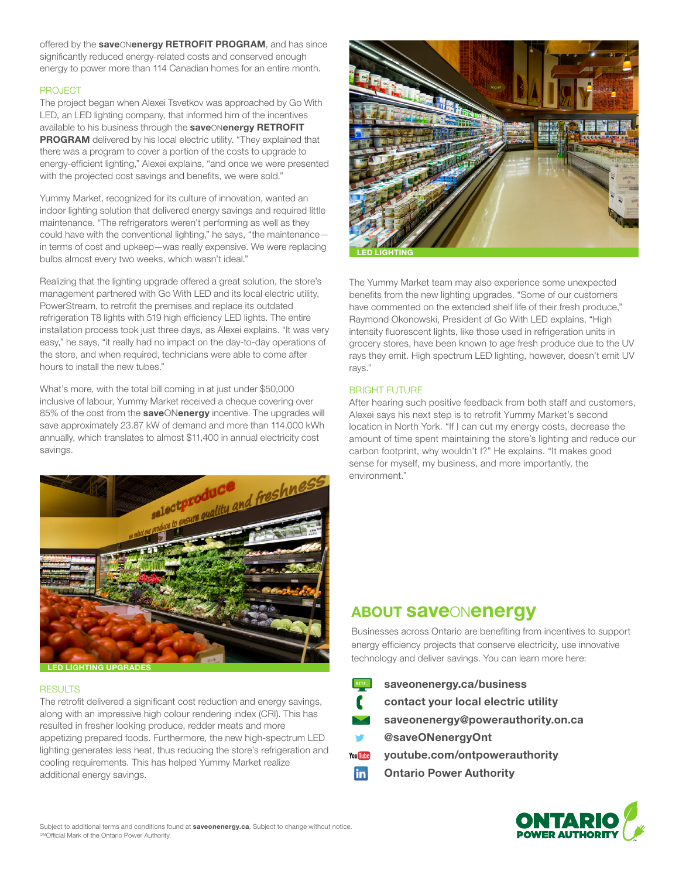offered by the **saveONenergy RETROFIT PROGRAM**, and has since significantly reduced energy-related costs and conserved enough energy to power more than 114 Canadian homes for an entire month.

## PROJECT

The project began when Alexei Tsvetkov was approached by Go With LED, an LED lighting company, that informed him of the incentives available to his business through the **saveONenergy RETROFIT PROGRAM** delivered by his local electric utility. "They explained that there was a program to cover a portion of the costs to upgrade to energy-efficient lighting," Alexei explains, "and once we were presented with the projected cost savings and benefits, we were sold."

Yummy Market, recognized for its culture of innovation, wanted an indoor lighting solution that delivered energy savings and required little maintenance. "The refrigerators weren't performing as well as they could have with the conventional lighting," he says, "the maintenance—in terms of cost and upkeep—was really expensive. We were replacing bulbs almost every two weeks, which wasn't ideal."

Realizing that the lighting upgrade offered a great solution, the store's management partnered with Go With LED and its local electric utility, PowerStream, to retrofit the premises and replace its outdated refrigeration T8 lights with 519 high efficiency LED lights. The entire installation process took just three days, as Alexei explains. "It was very easy," he says, "it really had no impact on the day-to-day operations of the store, and when required, technicians were able to come after hours to install the new tubes."

What's more, with the total bill coming in at just under $50,000 inclusive of labour, Yummy Market received a cheque covering over 85% of the cost from the **saveONenergy** incentive. The upgrades will save approximately 23.87 kW of demand and more than 114,000 kWh annually, which translates to almost $11,400 in annual electricity cost savings.

LED LIGHTING UPGRADES

## RESULTS

The retrofit delivered a significant cost reduction and energy savings, along with an impressive high colour rendering index (CRI). This has resulted in fresher looking produce, redder meats and more appetizing prepared foods. Furthermore, the new high-spectrum LED lighting generates less heat, thus reducing the store's refrigeration and cooling requirements. This has helped Yummy Market realize additional energy savings.

LED LIGHTING

The Yummy Market team may also experience some unexpected benefits from the new lighting upgrades. "Some of our customers have commented on the extended shelf life of their fresh produce," Raymond Okonowski, President of Go With LED explains, "High intensity fluorescent lights, like those used in refrigeration units in grocery stores, have been known to age fresh produce due to the UV rays they emit. High spectrum LED lighting, however, doesn't emit UV rays."

## BRIGHT FUTURE

After hearing such positive feedback from both staff and customers, Alexei says his next step is to retrofit Yummy Market's second location in North York. "If I can cut my energy costs, decrease the amount of time spent maintaining the store's lighting and reduce our carbon footprint, why wouldn't I?" He explains. "It makes good sense for myself, my business, and more importantly, the environment."

## ABOUT saveONenergy

Businesses across Ontario are benefiting from incentives to support energy efficiency projects that conserve electricity, use innovative technology and deliver savings. You can learn more here:

- **saveonenergy.ca/business**
- **contact your local electric utility**
- **saveonenergy@powerauthority.on.ca**
- **@saveONenergyOnt**
- **youtube.com/ontpowerauthority**
- **Ontario Power Authority**

Subject to additional terms and conditions found at **saveonenergy.ca**. Subject to change without notice.
OM Official Mark of the Ontario Power Authority.

ONTARIO POWER AUTHORITY